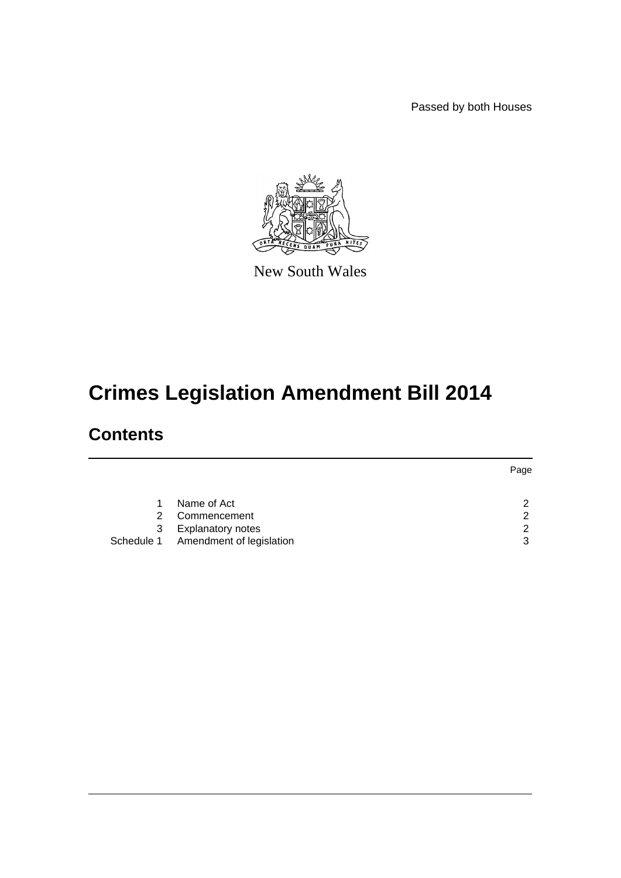Passed by both Houses

New South Wales

# Crimes Legislation Amendment Bill 2014

## Contents

| | | Page |
|---|---|---|
| 1 | Name of Act | 2 |
| 2 | Commencement | 2 |
| 3 | Explanatory notes | 2 |
| Schedule 1 | Amendment of legislation | 3 |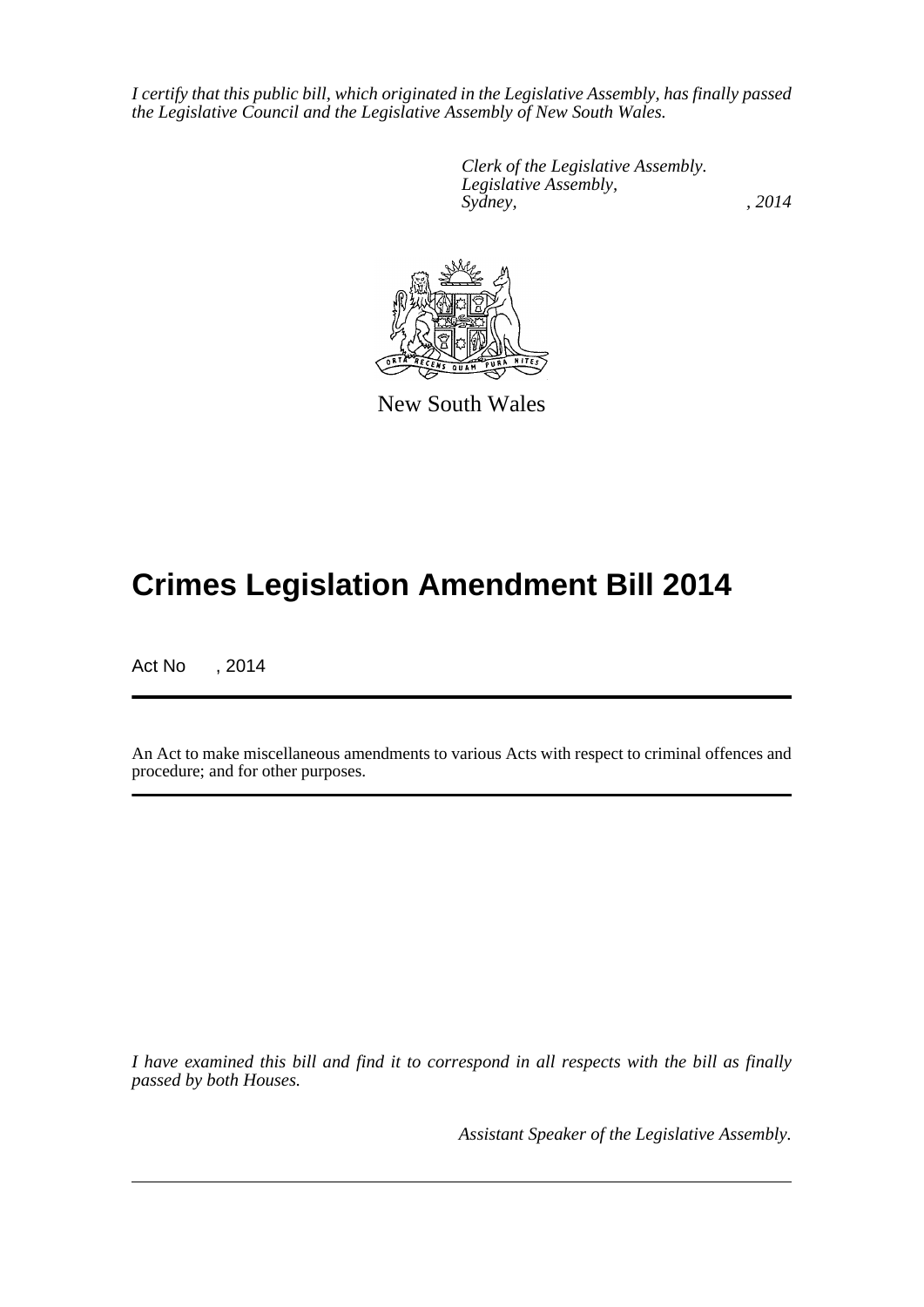*I certify that this public bill, which originated in the Legislative Assembly, has finally passed the Legislative Council and the Legislative Assembly of New South Wales.*

*Clerk of the Legislative Assembly.*
*Legislative Assembly,*
*Sydney, , 2014*

New South Wales

# Crimes Legislation Amendment Bill 2014

Act No , 2014

An Act to make miscellaneous amendments to various Acts with respect to criminal offences and procedure; and for other purposes.

*I have examined this bill and find it to correspond in all respects with the bill as finally passed by both Houses.*

*Assistant Speaker of the Legislative Assembly.*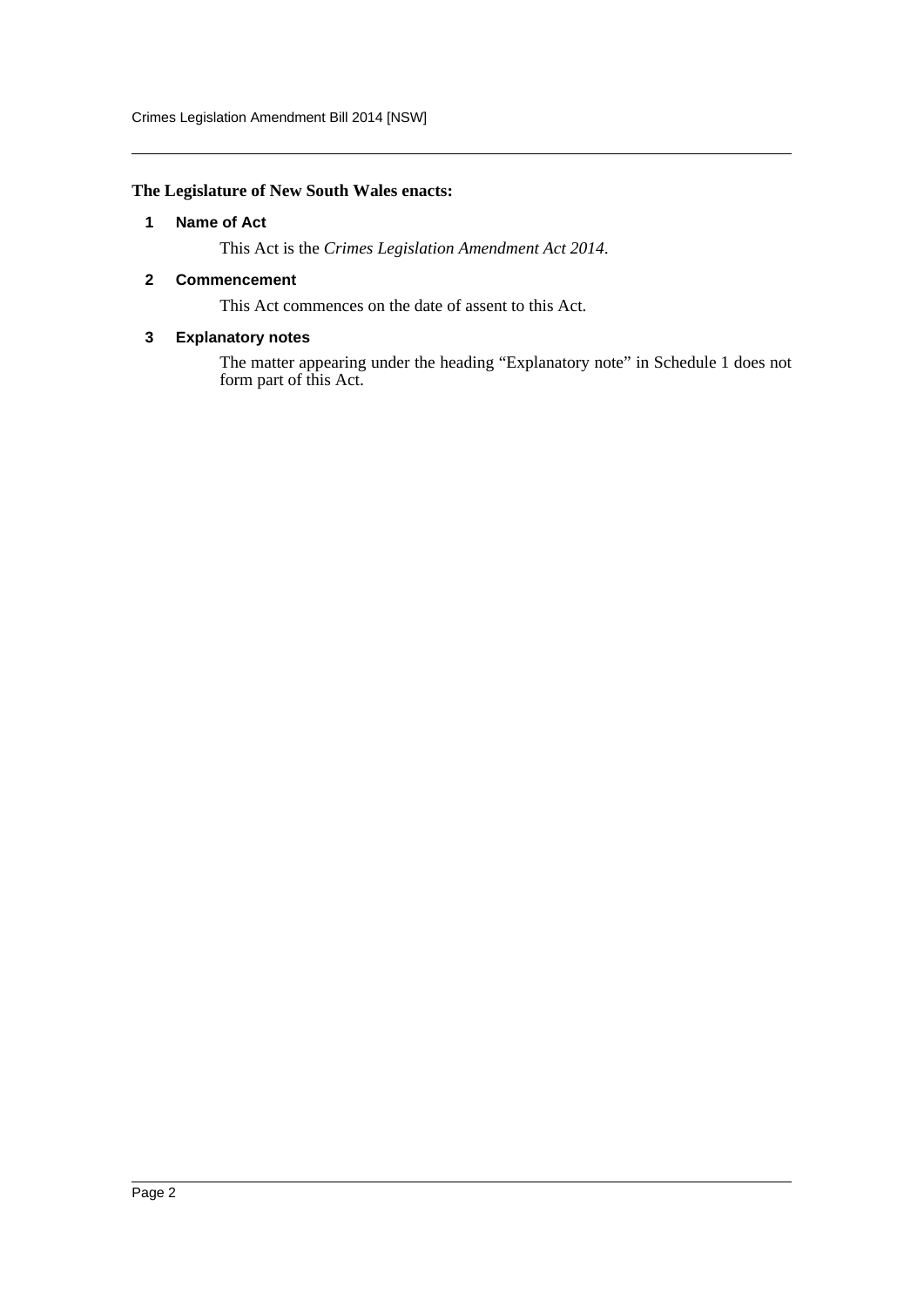**The Legislature of New South Wales enacts:**

## 1 Name of Act

This Act is the *Crimes Legislation Amendment Act 2014*.

## 2 Commencement

This Act commences on the date of assent to this Act.

## 3 Explanatory notes

The matter appearing under the heading "Explanatory note" in Schedule 1 does not form part of this Act.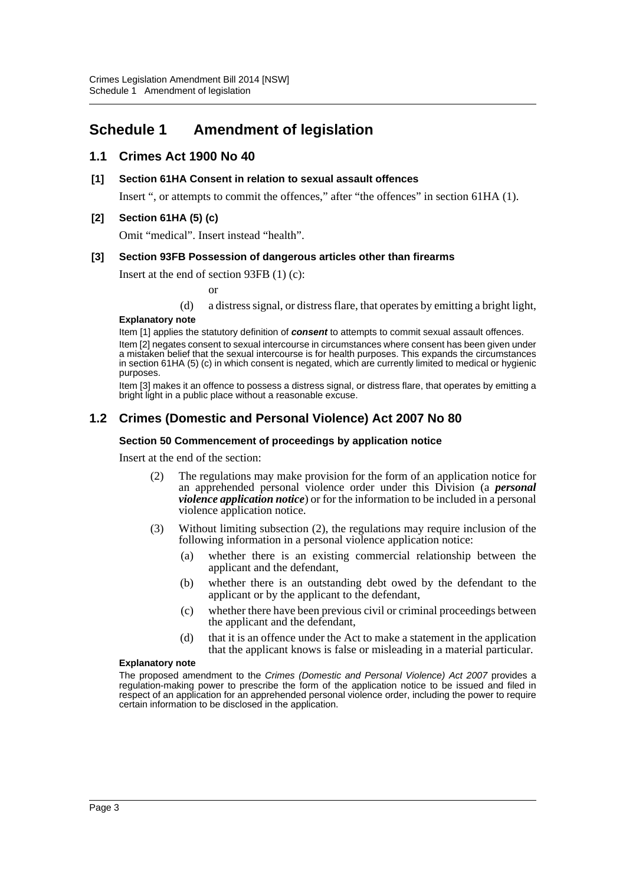# Schedule 1 Amendment of legislation

## 1.1 Crimes Act 1900 No 40

### [1] Section 61HA Consent in relation to sexual assault offences

Insert ", or attempts to commit the offences," after "the offences" in section 61HA (1).

### [2] Section 61HA (5) (c)

Omit "medical". Insert instead "health".

### [3] Section 93FB Possession of dangerous articles other than firearms

Insert at the end of section 93FB (1) (c):

or

(d) a distress signal, or distress flare, that operates by emitting a bright light,

**Explanatory note**

Item [1] applies the statutory definition of ***consent*** to attempts to commit sexual assault offences.

Item [2] negates consent to sexual intercourse in circumstances where consent has been given under a mistaken belief that the sexual intercourse is for health purposes. This expands the circumstances in section 61HA (5) (c) in which consent is negated, which are currently limited to medical or hygienic purposes.

Item [3] makes it an offence to possess a distress signal, or distress flare, that operates by emitting a bright light in a public place without a reasonable excuse.

## 1.2 Crimes (Domestic and Personal Violence) Act 2007 No 80

### Section 50 Commencement of proceedings by application notice

Insert at the end of the section:

(2) The regulations may make provision for the form of an application notice for an apprehended personal violence order under this Division (a ***personal violence application notice***) or for the information to be included in a personal violence application notice.

(3) Without limiting subsection (2), the regulations may require inclusion of the following information in a personal violence application notice:

(a) whether there is an existing commercial relationship between the applicant and the defendant,

(b) whether there is an outstanding debt owed by the defendant to the applicant or by the applicant to the defendant,

(c) whether there have been previous civil or criminal proceedings between the applicant and the defendant,

(d) that it is an offence under the Act to make a statement in the application that the applicant knows is false or misleading in a material particular.

**Explanatory note**

The proposed amendment to the *Crimes (Domestic and Personal Violence) Act 2007* provides a regulation-making power to prescribe the form of the application notice to be issued and filed in respect of an application for an apprehended personal violence order, including the power to require certain information to be disclosed in the application.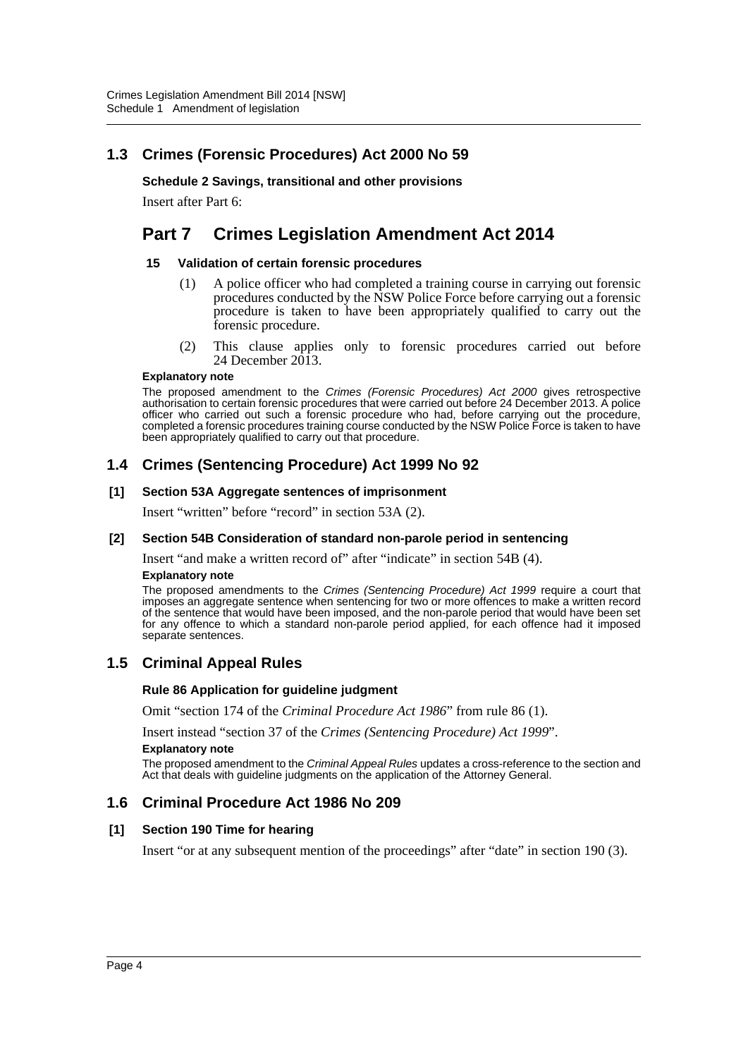## 1.3 Crimes (Forensic Procedures) Act 2000 No 59

**Schedule 2 Savings, transitional and other provisions**

Insert after Part 6:

# Part 7 Crimes Legislation Amendment Act 2014

**15 Validation of certain forensic procedures**

(1) A police officer who had completed a training course in carrying out forensic procedures conducted by the NSW Police Force before carrying out a forensic procedure is taken to have been appropriately qualified to carry out the forensic procedure.

(2) This clause applies only to forensic procedures carried out before 24 December 2013.

**Explanatory note**

The proposed amendment to the *Crimes (Forensic Procedures) Act 2000* gives retrospective authorisation to certain forensic procedures that were carried out before 24 December 2013. A police officer who carried out such a forensic procedure who had, before carrying out the procedure, completed a forensic procedures training course conducted by the NSW Police Force is taken to have been appropriately qualified to carry out that procedure.

## 1.4 Crimes (Sentencing Procedure) Act 1999 No 92

**[1] Section 53A Aggregate sentences of imprisonment**

Insert "written" before "record" in section 53A (2).

**[2] Section 54B Consideration of standard non-parole period in sentencing**

Insert "and make a written record of" after "indicate" in section 54B (4).

**Explanatory note**

The proposed amendments to the *Crimes (Sentencing Procedure) Act 1999* require a court that imposes an aggregate sentence when sentencing for two or more offences to make a written record of the sentence that would have been imposed, and the non-parole period that would have been set for any offence to which a standard non-parole period applied, for each offence had it imposed separate sentences.

## 1.5 Criminal Appeal Rules

**Rule 86 Application for guideline judgment**

Omit "section 174 of the *Criminal Procedure Act 1986*" from rule 86 (1).

Insert instead "section 37 of the *Crimes (Sentencing Procedure) Act 1999*".

**Explanatory note**

The proposed amendment to the *Criminal Appeal Rules* updates a cross-reference to the section and Act that deals with guideline judgments on the application of the Attorney General.

## 1.6 Criminal Procedure Act 1986 No 209

**[1] Section 190 Time for hearing**

Insert "or at any subsequent mention of the proceedings" after "date" in section 190 (3).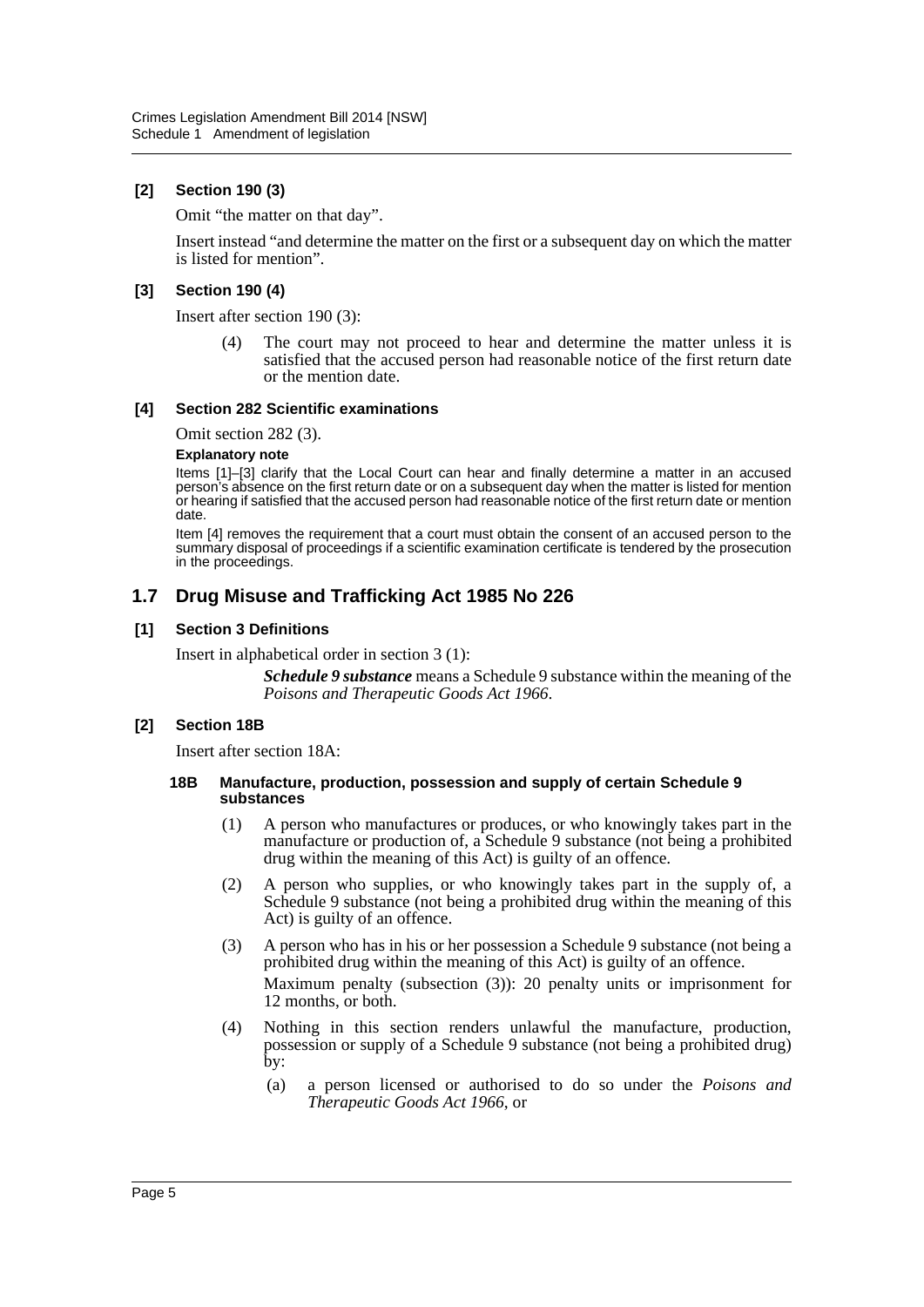#### [2] Section 190 (3)

Omit "the matter on that day".

Insert instead "and determine the matter on the first or a subsequent day on which the matter is listed for mention".

#### [3] Section 190 (4)

Insert after section 190 (3):

> (4) The court may not proceed to hear and determine the matter unless it is satisfied that the accused person had reasonable notice of the first return date or the mention date.

#### [4] Section 282 Scientific examinations

Omit section 282 (3).

**Explanatory note**

Items [1]–[3] clarify that the Local Court can hear and finally determine a matter in an accused person's absence on the first return date or on a subsequent day when the matter is listed for mention or hearing if satisfied that the accused person had reasonable notice of the first return date or mention date.

Item [4] removes the requirement that a court must obtain the consent of an accused person to the summary disposal of proceedings if a scientific examination certificate is tendered by the prosecution in the proceedings.

## 1.7 Drug Misuse and Trafficking Act 1985 No 226

#### [1] Section 3 Definitions

Insert in alphabetical order in section 3 (1):

> ***Schedule 9 substance*** means a Schedule 9 substance within the meaning of the *Poisons and Therapeutic Goods Act 1966*.

#### [2] Section 18B

Insert after section 18A:

**18B Manufacture, production, possession and supply of certain Schedule 9 substances**

(1) A person who manufactures or produces, or who knowingly takes part in the manufacture or production of, a Schedule 9 substance (not being a prohibited drug within the meaning of this Act) is guilty of an offence.

(2) A person who supplies, or who knowingly takes part in the supply of, a Schedule 9 substance (not being a prohibited drug within the meaning of this Act) is guilty of an offence.

(3) A person who has in his or her possession a Schedule 9 substance (not being a prohibited drug within the meaning of this Act) is guilty of an offence.

Maximum penalty (subsection (3)): 20 penalty units or imprisonment for 12 months, or both.

(4) Nothing in this section renders unlawful the manufacture, production, possession or supply of a Schedule 9 substance (not being a prohibited drug) by:

(a) a person licensed or authorised to do so under the *Poisons and Therapeutic Goods Act 1966*, or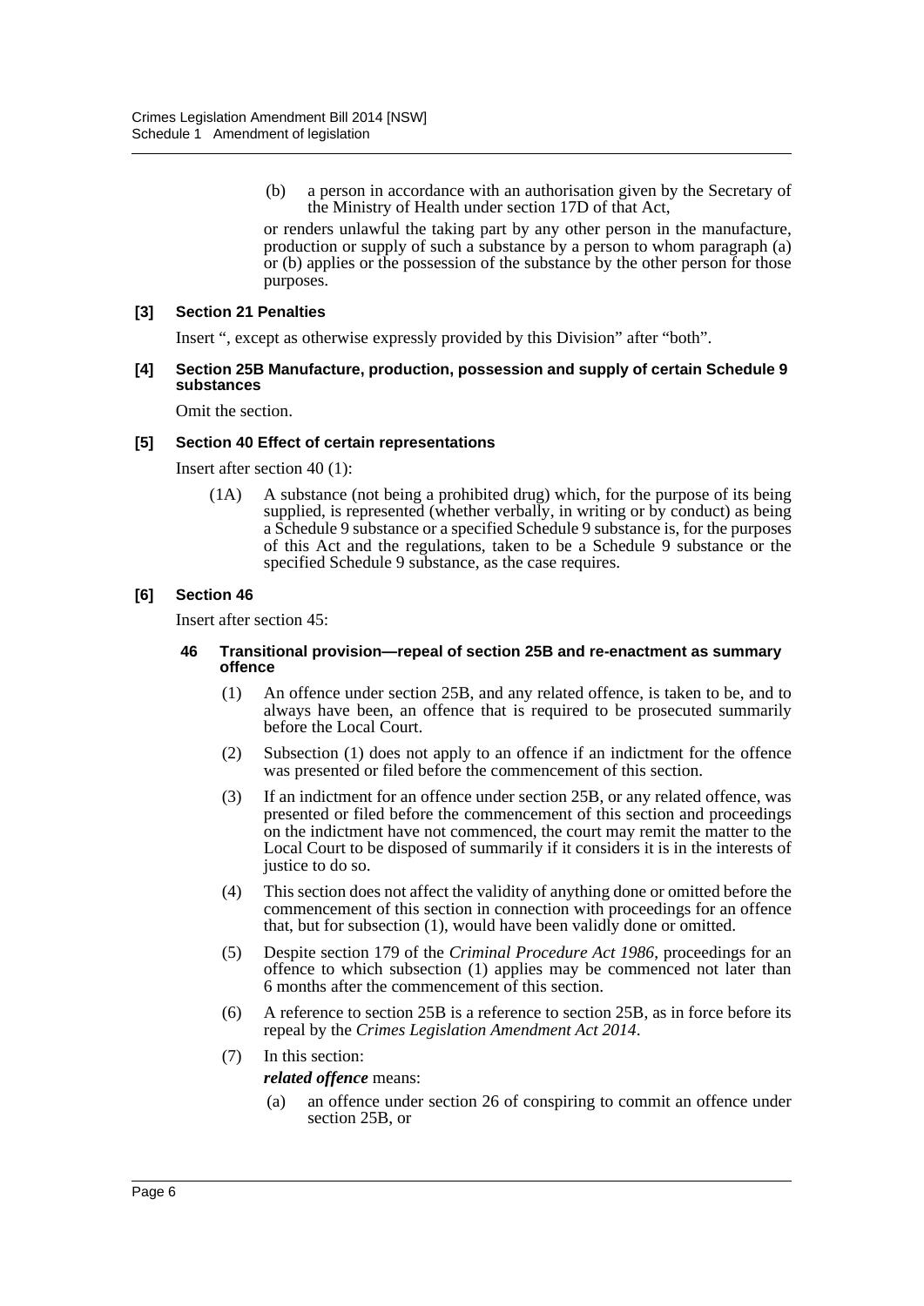(b) a person in accordance with an authorisation given by the Secretary of the Ministry of Health under section 17D of that Act,

or renders unlawful the taking part by any other person in the manufacture, production or supply of such a substance by a person to whom paragraph (a) or (b) applies or the possession of the substance by the other person for those purposes.

#### [3] Section 21 Penalties

Insert ", except as otherwise expressly provided by this Division" after "both".

#### [4] Section 25B Manufacture, production, possession and supply of certain Schedule 9 substances

Omit the section.

#### [5] Section 40 Effect of certain representations

Insert after section 40 (1):

(1A) A substance (not being a prohibited drug) which, for the purpose of its being supplied, is represented (whether verbally, in writing or by conduct) as being a Schedule 9 substance or a specified Schedule 9 substance is, for the purposes of this Act and the regulations, taken to be a Schedule 9 substance or the specified Schedule 9 substance, as the case requires.

#### [6] Section 46

Insert after section 45:

##### 46 Transitional provision—repeal of section 25B and re-enactment as summary offence

(1) An offence under section 25B, and any related offence, is taken to be, and to always have been, an offence that is required to be prosecuted summarily before the Local Court.

(2) Subsection (1) does not apply to an offence if an indictment for the offence was presented or filed before the commencement of this section.

(3) If an indictment for an offence under section 25B, or any related offence, was presented or filed before the commencement of this section and proceedings on the indictment have not commenced, the court may remit the matter to the Local Court to be disposed of summarily if it considers it is in the interests of justice to do so.

(4) This section does not affect the validity of anything done or omitted before the commencement of this section in connection with proceedings for an offence that, but for subsection (1), would have been validly done or omitted.

(5) Despite section 179 of the *Criminal Procedure Act 1986*, proceedings for an offence to which subsection (1) applies may be commenced not later than 6 months after the commencement of this section.

(6) A reference to section 25B is a reference to section 25B, as in force before its repeal by the *Crimes Legislation Amendment Act 2014*.

(7) In this section:

***related offence*** means:

(a) an offence under section 26 of conspiring to commit an offence under section 25B, or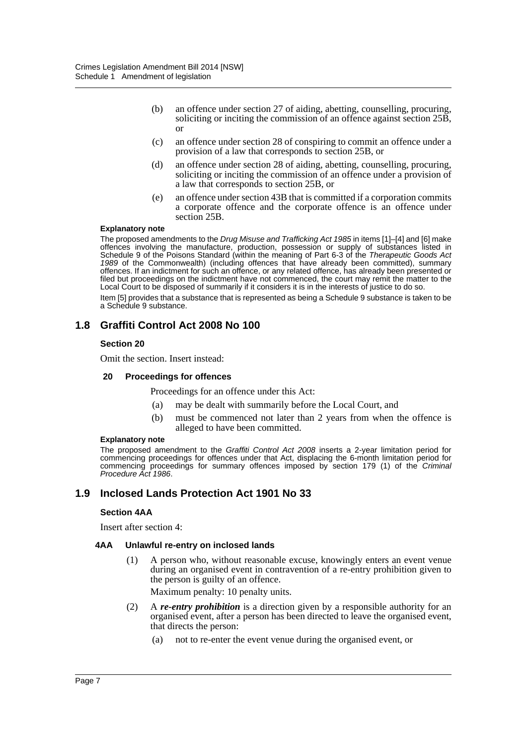(b) an offence under section 27 of aiding, abetting, counselling, procuring, soliciting or inciting the commission of an offence against section 25B, or

(c) an offence under section 28 of conspiring to commit an offence under a provision of a law that corresponds to section 25B, or

(d) an offence under section 28 of aiding, abetting, counselling, procuring, soliciting or inciting the commission of an offence under a provision of a law that corresponds to section 25B, or

(e) an offence under section 43B that is committed if a corporation commits a corporate offence and the corporate offence is an offence under section 25B.

**Explanatory note**

The proposed amendments to the *Drug Misuse and Trafficking Act 1985* in items [1]–[4] and [6] make offences involving the manufacture, production, possession or supply of substances listed in Schedule 9 of the Poisons Standard (within the meaning of Part 6-3 of the *Therapeutic Goods Act 1989* of the Commonwealth) (including offences that have already been committed), summary offences. If an indictment for such an offence, or any related offence, has already been presented or filed but proceedings on the indictment have not commenced, the court may remit the matter to the Local Court to be disposed of summarily if it considers it is in the interests of justice to do so.

Item [5] provides that a substance that is represented as being a Schedule 9 substance is taken to be a Schedule 9 substance.

## 1.8 Graffiti Control Act 2008 No 100

### Section 20

Omit the section. Insert instead:

#### 20 Proceedings for offences

Proceedings for an offence under this Act:

(a) may be dealt with summarily before the Local Court, and

(b) must be commenced not later than 2 years from when the offence is alleged to have been committed.

**Explanatory note**

The proposed amendment to the *Graffiti Control Act 2008* inserts a 2-year limitation period for commencing proceedings for offences under that Act, displacing the 6-month limitation period for commencing proceedings for summary offences imposed by section 179 (1) of the *Criminal Procedure Act 1986*.

## 1.9 Inclosed Lands Protection Act 1901 No 33

### Section 4AA

Insert after section 4:

#### 4AA Unlawful re-entry on inclosed lands

(1) A person who, without reasonable excuse, knowingly enters an event venue during an organised event in contravention of a re-entry prohibition given to the person is guilty of an offence.

Maximum penalty: 10 penalty units.

(2) A ***re-entry prohibition*** is a direction given by a responsible authority for an organised event, after a person has been directed to leave the organised event, that directs the person:

(a) not to re-enter the event venue during the organised event, or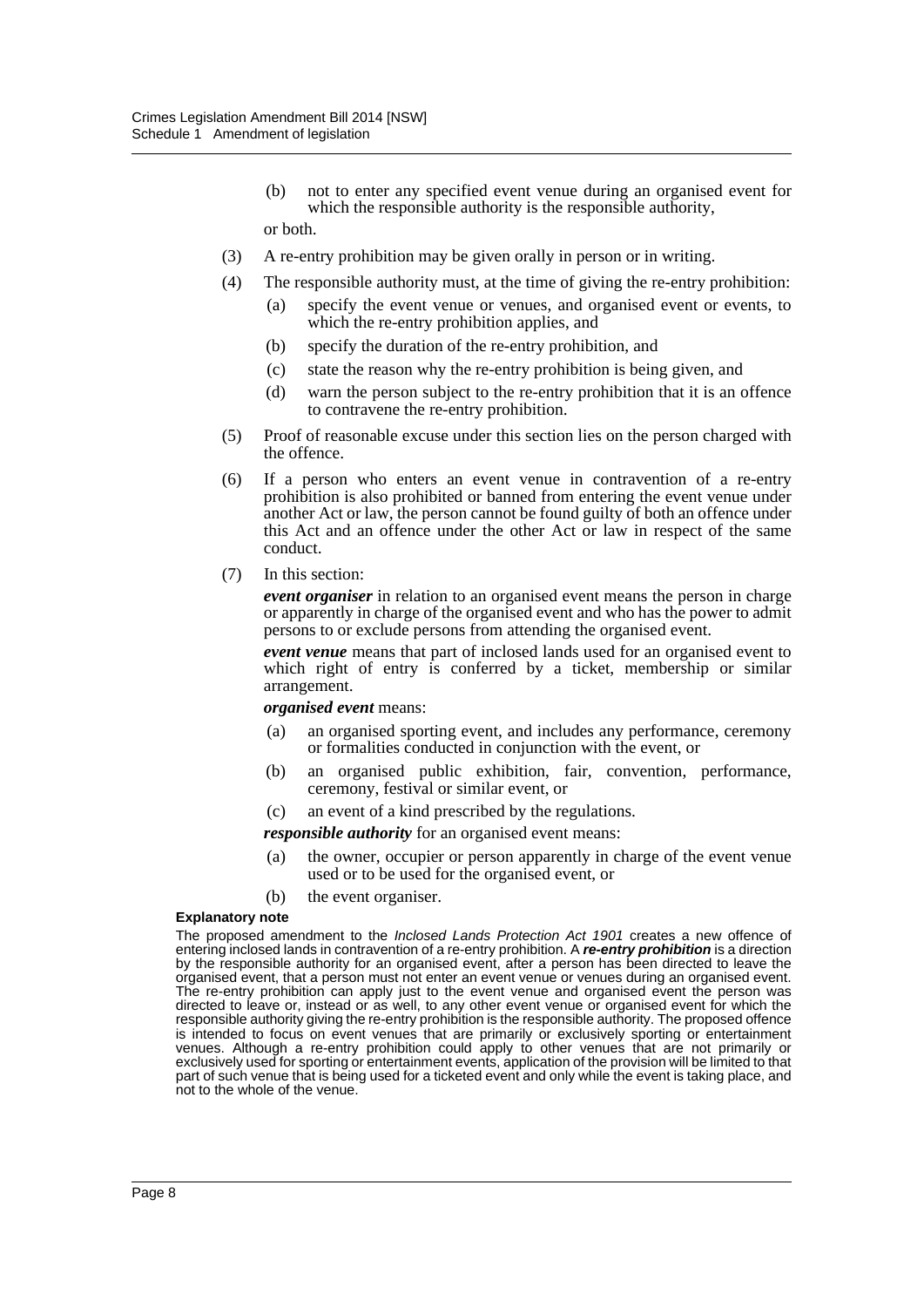(b) not to enter any specified event venue during an organised event for which the responsible authority is the responsible authority,

or both.

(3) A re-entry prohibition may be given orally in person or in writing.

(4) The responsible authority must, at the time of giving the re-entry prohibition:

(a) specify the event venue or venues, and organised event or events, to which the re-entry prohibition applies, and

(b) specify the duration of the re-entry prohibition, and

(c) state the reason why the re-entry prohibition is being given, and

(d) warn the person subject to the re-entry prohibition that it is an offence to contravene the re-entry prohibition.

(5) Proof of reasonable excuse under this section lies on the person charged with the offence.

(6) If a person who enters an event venue in contravention of a re-entry prohibition is also prohibited or banned from entering the event venue under another Act or law, the person cannot be found guilty of both an offence under this Act and an offence under the other Act or law in respect of the same conduct.

(7) In this section:

***event organiser*** in relation to an organised event means the person in charge or apparently in charge of the organised event and who has the power to admit persons to or exclude persons from attending the organised event.

***event venue*** means that part of inclosed lands used for an organised event to which right of entry is conferred by a ticket, membership or similar arrangement.

***organised event*** means:

(a) an organised sporting event, and includes any performance, ceremony or formalities conducted in conjunction with the event, or

(b) an organised public exhibition, fair, convention, performance, ceremony, festival or similar event, or

(c) an event of a kind prescribed by the regulations.

***responsible authority*** for an organised event means:

(a) the owner, occupier or person apparently in charge of the event venue used or to be used for the organised event, or

(b) the event organiser.

**Explanatory note**

The proposed amendment to the *Inclosed Lands Protection Act 1901* creates a new offence of entering inclosed lands in contravention of a re-entry prohibition. A ***re-entry prohibition*** is a direction by the responsible authority for an organised event, after a person has been directed to leave the organised event, that a person must not enter an event venue or venues during an organised event. The re-entry prohibition can apply just to the event venue and organised event the person was directed to leave or, instead or as well, to any other event venue or organised event for which the responsible authority giving the re-entry prohibition is the responsible authority. The proposed offence is intended to focus on event venues that are primarily or exclusively sporting or entertainment venues. Although a re-entry prohibition could apply to other venues that are not primarily or exclusively used for sporting or entertainment events, application of the provision will be limited to that part of such venue that is being used for a ticketed event and only while the event is taking place, and not to the whole of the venue.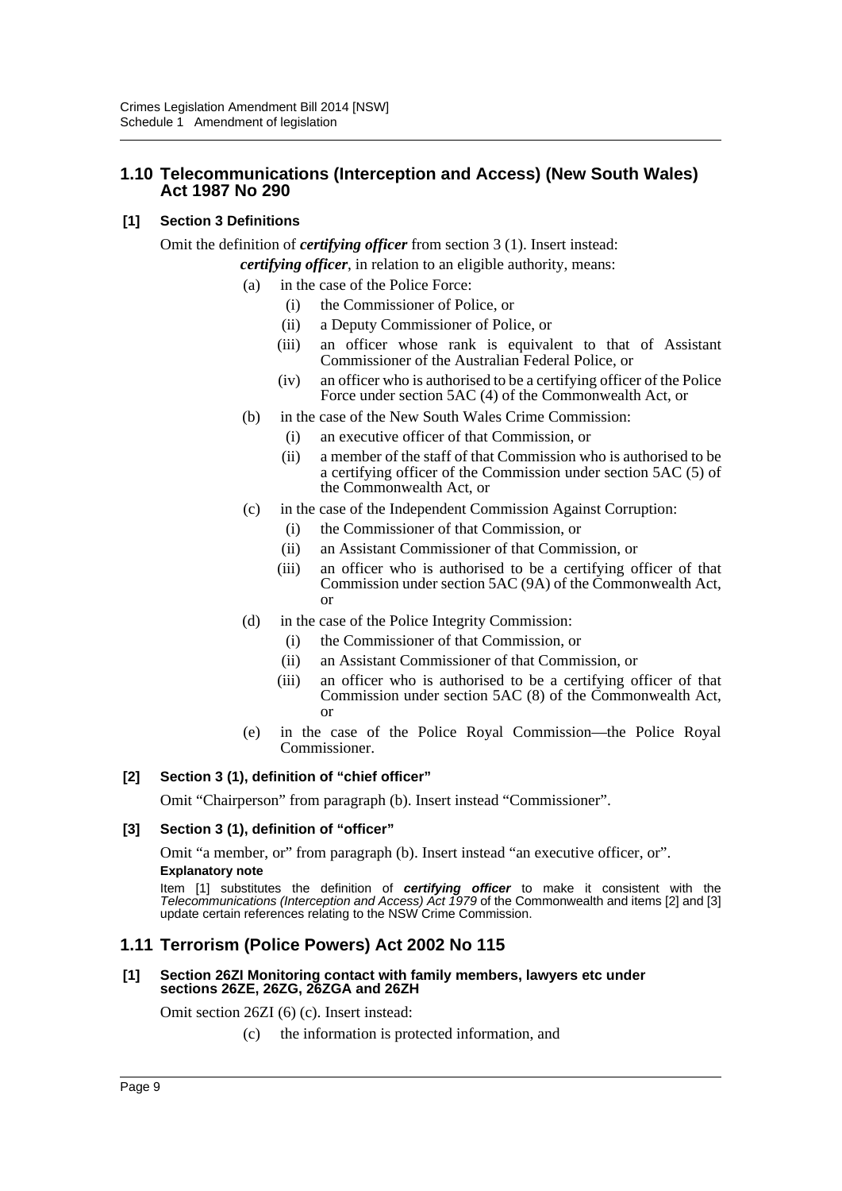## 1.10 Telecommunications (Interception and Access) (New South Wales) Act 1987 No 290

### [1] Section 3 Definitions

Omit the definition of ***certifying officer*** from section 3 (1). Insert instead:

***certifying officer***, in relation to an eligible authority, means:

(a) in the case of the Police Force:

(i) the Commissioner of Police, or

(ii) a Deputy Commissioner of Police, or

(iii) an officer whose rank is equivalent to that of Assistant Commissioner of the Australian Federal Police, or

(iv) an officer who is authorised to be a certifying officer of the Police Force under section 5AC (4) of the Commonwealth Act, or

(b) in the case of the New South Wales Crime Commission:

(i) an executive officer of that Commission, or

(ii) a member of the staff of that Commission who is authorised to be a certifying officer of the Commission under section 5AC (5) of the Commonwealth Act, or

(c) in the case of the Independent Commission Against Corruption:

(i) the Commissioner of that Commission, or

(ii) an Assistant Commissioner of that Commission, or

(iii) an officer who is authorised to be a certifying officer of that Commission under section 5AC (9A) of the Commonwealth Act, or

(d) in the case of the Police Integrity Commission:

(i) the Commissioner of that Commission, or

(ii) an Assistant Commissioner of that Commission, or

(iii) an officer who is authorised to be a certifying officer of that Commission under section 5AC (8) of the Commonwealth Act, or

(e) in the case of the Police Royal Commission—the Police Royal Commissioner.

### [2] Section 3 (1), definition of "chief officer"

Omit "Chairperson" from paragraph (b). Insert instead "Commissioner".

### [3] Section 3 (1), definition of "officer"

Omit "a member, or" from paragraph (b). Insert instead "an executive officer, or".

**Explanatory note**

Item [1] substitutes the definition of ***certifying officer*** to make it consistent with the *Telecommunications (Interception and Access) Act 1979* of the Commonwealth and items [2] and [3] update certain references relating to the NSW Crime Commission.

## 1.11 Terrorism (Police Powers) Act 2002 No 115

### [1] Section 26ZI Monitoring contact with family members, lawyers etc under sections 26ZE, 26ZG, 26ZGA and 26ZH

Omit section 26ZI (6) (c). Insert instead:

(c) the information is protected information, and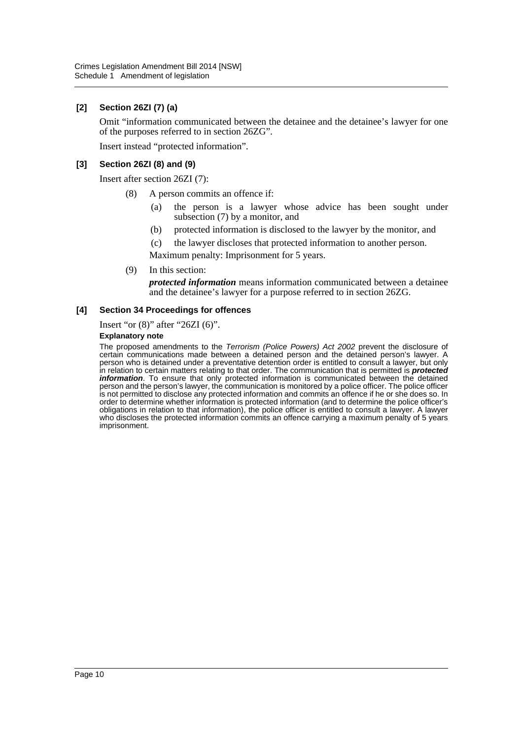### [2] Section 26ZI (7) (a)

Omit "information communicated between the detainee and the detainee's lawyer for one of the purposes referred to in section 26ZG".

Insert instead "protected information".

### [3] Section 26ZI (8) and (9)

Insert after section 26ZI (7):

(8) A person commits an offence if:

(a) the person is a lawyer whose advice has been sought under subsection (7) by a monitor, and

(b) protected information is disclosed to the lawyer by the monitor, and

(c) the lawyer discloses that protected information to another person.

Maximum penalty: Imprisonment for 5 years.

(9) In this section:

***protected information*** means information communicated between a detainee and the detainee's lawyer for a purpose referred to in section 26ZG.

### [4] Section 34 Proceedings for offences

Insert "or (8)" after "26ZI (6)".

**Explanatory note**

The proposed amendments to the *Terrorism (Police Powers) Act 2002* prevent the disclosure of certain communications made between a detained person and the detained person's lawyer. A person who is detained under a preventative detention order is entitled to consult a lawyer, but only in relation to certain matters relating to that order. The communication that is permitted is ***protected information***. To ensure that only protected information is communicated between the detained person and the person's lawyer, the communication is monitored by a police officer. The police officer is not permitted to disclose any protected information and commits an offence if he or she does so. In order to determine whether information is protected information (and to determine the police officer's obligations in relation to that information), the police officer is entitled to consult a lawyer. A lawyer who discloses the protected information commits an offence carrying a maximum penalty of 5 years imprisonment.